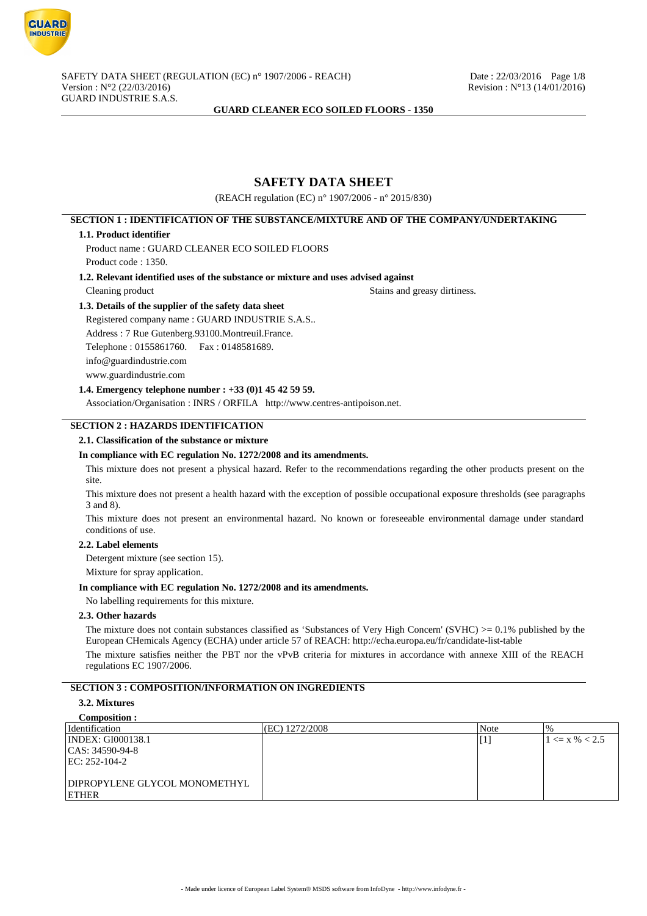SAFETY DATA SHEET (REGULATION (EC) n° 1907/2006 - REACH)
Version : N°2 (22/03/2016)
GUARD INDUSTRIE S.A.S.

Date : 22/03/2016
Revision : N°13 (14/01/2016)

**GUARD CLEANER ECO SOILED FLOORS - 1350**

# SAFETY DATA SHEET

(REACH regulation (EC) n° 1907/2006 - n° 2015/830)

## SECTION 1 : IDENTIFICATION OF THE SUBSTANCE/MIXTURE AND OF THE COMPANY/UNDERTAKING

### 1.1. Product identifier

Product name : GUARD CLEANER ECO SOILED FLOORS

Product code : 1350.

### 1.2. Relevant identified uses of the substance or mixture and uses advised against

Cleaning product Stains and greasy dirtiness.

### 1.3. Details of the supplier of the safety data sheet

Registered company name : GUARD INDUSTRIE S.A.S..

Address : 7 Rue Gutenberg.93100.Montreuil.France.

Telephone : 0155861760. Fax : 0148581689.

info@guardindustrie.com

www.guardindustrie.com

### 1.4. Emergency telephone number : +33 (0)1 45 42 59 59.

Association/Organisation : INRS / ORFILA http://www.centres-antipoison.net.

## SECTION 2 : HAZARDS IDENTIFICATION

### 2.1. Classification of the substance or mixture

**In compliance with EC regulation No. 1272/2008 and its amendments.**

This mixture does not present a physical hazard. Refer to the recommendations regarding the other products present on the site.

This mixture does not present a health hazard with the exception of possible occupational exposure thresholds (see paragraphs 3 and 8).

This mixture does not present an environmental hazard. No known or foreseeable environmental damage under standard conditions of use.

### 2.2. Label elements

Detergent mixture (see section 15).

Mixture for spray application.

**In compliance with EC regulation No. 1272/2008 and its amendments.**

No labelling requirements for this mixture.

### 2.3. Other hazards

The mixture does not contain substances classified as 'Substances of Very High Concern' (SVHC) >= 0.1% published by the European CHemicals Agency (ECHA) under article 57 of REACH: http://echa.europa.eu/fr/candidate-list-table

The mixture satisfies neither the PBT nor the vPvB criteria for mixtures in accordance with annexe XIII of the REACH regulations EC 1907/2006.

## SECTION 3 : COMPOSITION/INFORMATION ON INGREDIENTS

### 3.2. Mixtures

**Composition :**

| Identification | (EC) 1272/2008 | Note | % |
|---|---|---|---|
| INDEX: GI000138.1<br>CAS: 34590-94-8<br>EC: 252-104-2<br><br>DIPROPYLENE GLYCOL MONOMETHYL ETHER | | [1] | 1 <= x % < 2.5 |

- Made under licence of European Label System® MSDS software from InfoDyne - http://www.infodyne.fr -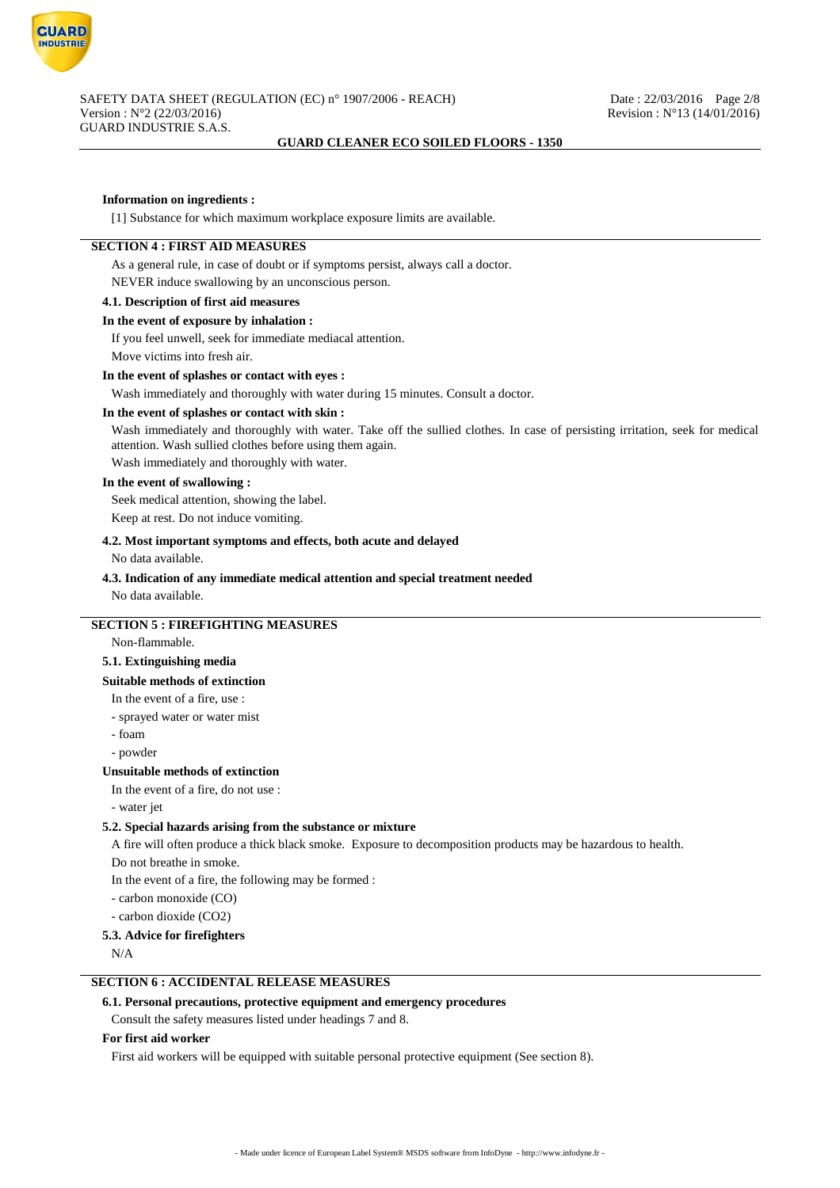**Information on ingredients :**

[1] Substance for which maximum workplace exposure limits are available.

## SECTION 4 : FIRST AID MEASURES

As a general rule, in case of doubt or if symptoms persist, always call a doctor.

NEVER induce swallowing by an unconscious person.

### 4.1. Description of first aid measures

**In the event of exposure by inhalation :**

If you feel unwell, seek for immediate mediacal attention.

Move victims into fresh air.

**In the event of splashes or contact with eyes :**

Wash immediately and thoroughly with water during 15 minutes. Consult a doctor.

**In the event of splashes or contact with skin :**

Wash immediately and thoroughly with water. Take off the sullied clothes. In case of persisting irritation, seek for medical attention. Wash sullied clothes before using them again.

Wash immediately and thoroughly with water.

**In the event of swallowing :**

Seek medical attention, showing the label.

Keep at rest. Do not induce vomiting.

### 4.2. Most important symptoms and effects, both acute and delayed

No data available.

### 4.3. Indication of any immediate medical attention and special treatment needed

No data available.

## SECTION 5 : FIREFIGHTING MEASURES

Non-flammable.

### 5.1. Extinguishing media

**Suitable methods of extinction**

In the event of a fire, use :

- sprayed water or water mist
- foam
- powder

**Unsuitable methods of extinction**

In the event of a fire, do not use :

- water jet

### 5.2. Special hazards arising from the substance or mixture

A fire will often produce a thick black smoke. Exposure to decomposition products may be hazardous to health.

Do not breathe in smoke.

In the event of a fire, the following may be formed :

- carbon monoxide (CO)
- carbon dioxide ($CO_2$)

### 5.3. Advice for firefighters

N/A

## SECTION 6 : ACCIDENTAL RELEASE MEASURES

### 6.1. Personal precautions, protective equipment and emergency procedures

Consult the safety measures listed under headings 7 and 8.

**For first aid worker**

First aid workers will be equipped with suitable personal protective equipment (See section 8).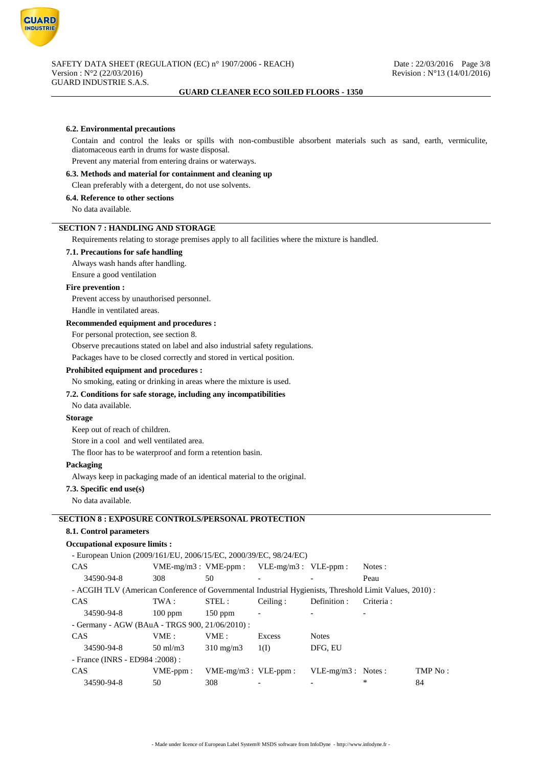#### 6.2. Environmental precautions

Contain and control the leaks or spills with non-combustible absorbent materials such as sand, earth, vermiculite, diatomaceous earth in drums for waste disposal.

Prevent any material from entering drains or waterways.

#### 6.3. Methods and material for containment and cleaning up

Clean preferably with a detergent, do not use solvents.

#### 6.4. Reference to other sections

No data available.

## SECTION 7 : HANDLING AND STORAGE

Requirements relating to storage premises apply to all facilities where the mixture is handled.

#### 7.1. Precautions for safe handling

Always wash hands after handling.

Ensure a good ventilation

**Fire prevention :**

Prevent access by unauthorised personnel.

Handle in ventilated areas.

**Recommended equipment and procedures :**

For personal protection, see section 8.

Observe precautions stated on label and also industrial safety regulations.

Packages have to be closed correctly and stored in vertical position.

**Prohibited equipment and procedures :**

No smoking, eating or drinking in areas where the mixture is used.

#### 7.2. Conditions for safe storage, including any incompatibilities

No data available.

**Storage**

Keep out of reach of children.

Store in a cool and well ventilated area.

The floor has to be waterproof and form a retention basin.

**Packaging**

Always keep in packaging made of an identical material to the original.

#### 7.3. Specific end use(s)

No data available.

## SECTION 8 : EXPOSURE CONTROLS/PERSONAL PROTECTION

#### 8.1. Control parameters

**Occupational exposure limits :**

- European Union (2009/161/EU, 2006/15/EC, 2000/39/EC, 98/24/EC)

| CAS | VME-mg/m3 : | VME-ppm : | VLE-mg/m3 : | VLE-ppm : | Notes : |
|---|---|---|---|---|---|
| 34590-94-8 | 308 | 50 | - | - | Peau |

- ACGIH TLV (American Conference of Governmental Industrial Hygienists, Threshold Limit Values, 2010) :

| CAS | TWA : | STEL : | Ceiling : | Definition : | Criteria : |
|---|---|---|---|---|---|
| 34590-94-8 | 100 ppm | 150 ppm | - | - | - |

- Germany - AGW (BAuA - TRGS 900, 21/06/2010) :

| CAS | VME : | VME : | Excess | Notes |
|---|---|---|---|---|
| 34590-94-8 | 50 ml/m3 | 310 mg/m3 | 1(I) | DFG, EU |

- France (INRS - ED984 :2008) :

| CAS | VME-ppm : | VME-mg/m3 : | VLE-ppm : | VLE-mg/m3 : | Notes : | TMP No : |
|---|---|---|---|---|---|---|
| 34590-94-8 | 50 | 308 | - | - | * | 84 |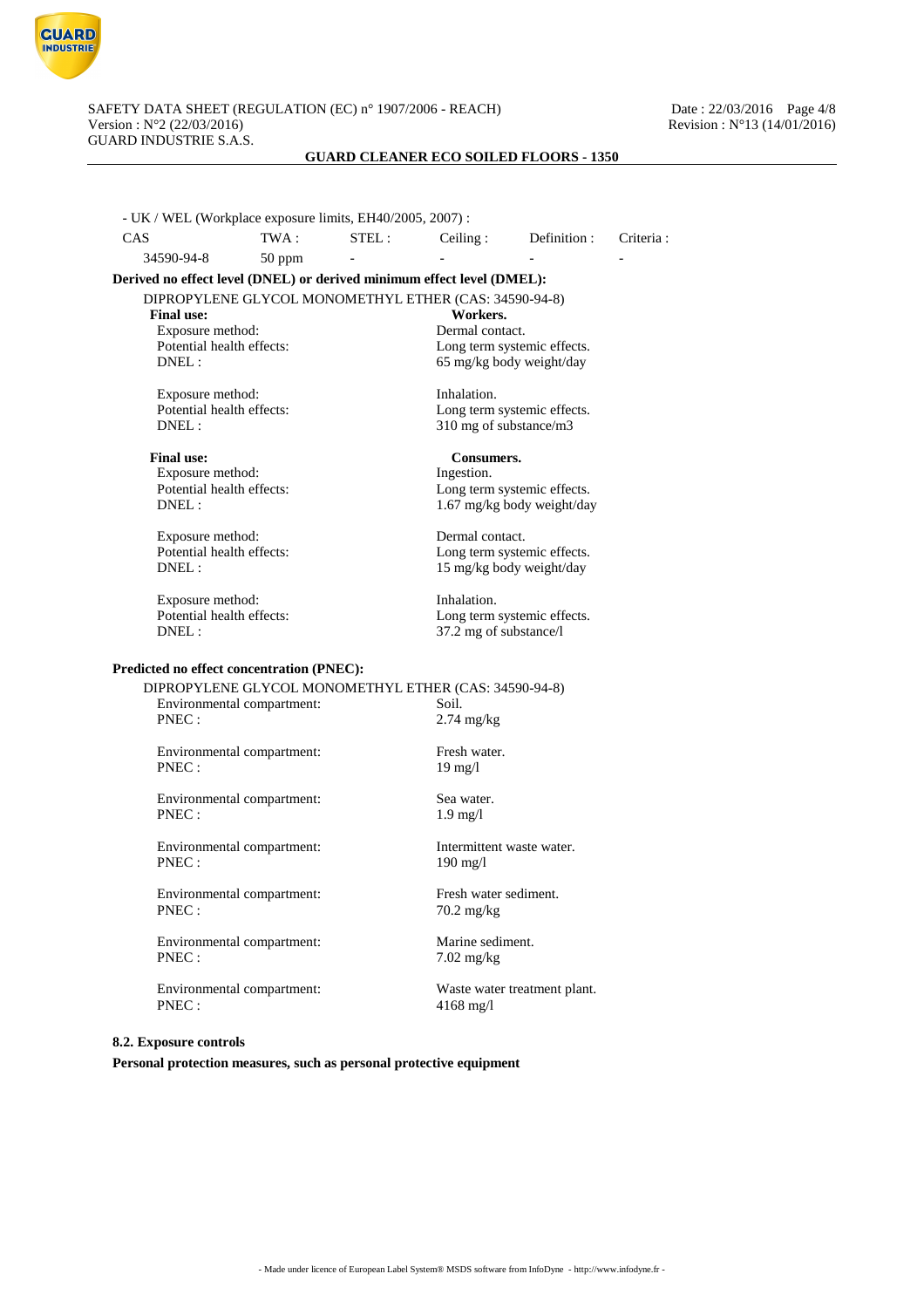- UK / WEL (Workplace exposure limits, EH40/2005, 2007) :

| CAS | TWA : | STEL : | Ceiling : | Definition : | Criteria : |
|---|---|---|---|---|---|
| 34590-94-8 | 50 ppm | - | - | - | - |

**Derived no effect level (DNEL) or derived minimum effect level (DMEL):**

DIPROPYLENE GLYCOL MONOMETHYL ETHER (CAS: 34590-94-8)

**Final use:** **Workers.**

Exposure method: Dermal contact.
Potential health effects: Long term systemic effects.
DNEL : 65 mg/kg body weight/day

Exposure method: Inhalation.
Potential health effects: Long term systemic effects.
DNEL : 310 mg of substance/m3

**Final use:** **Consumers.**

Exposure method: Ingestion.
Potential health effects: Long term systemic effects.
DNEL : 1.67 mg/kg body weight/day

Exposure method: Dermal contact.
Potential health effects: Long term systemic effects.
DNEL : 15 mg/kg body weight/day

Exposure method: Inhalation.
Potential health effects: Long term systemic effects.
DNEL : 37.2 mg of substance/l

**Predicted no effect concentration (PNEC):**

DIPROPYLENE GLYCOL MONOMETHYL ETHER (CAS: 34590-94-8)

Environmental compartment: Soil.
PNEC : 2.74 mg/kg

Environmental compartment: Fresh water.
PNEC : 19 mg/l

Environmental compartment: Sea water.
PNEC : 1.9 mg/l

Environmental compartment: Intermittent waste water.
PNEC : 190 mg/l

Environmental compartment: Fresh water sediment.
PNEC : 70.2 mg/kg

Environmental compartment: Marine sediment.
PNEC : 7.02 mg/kg

Environmental compartment: Waste water treatment plant.
PNEC : 4168 mg/l

**8.2. Exposure controls**

**Personal protection measures, such as personal protective equipment**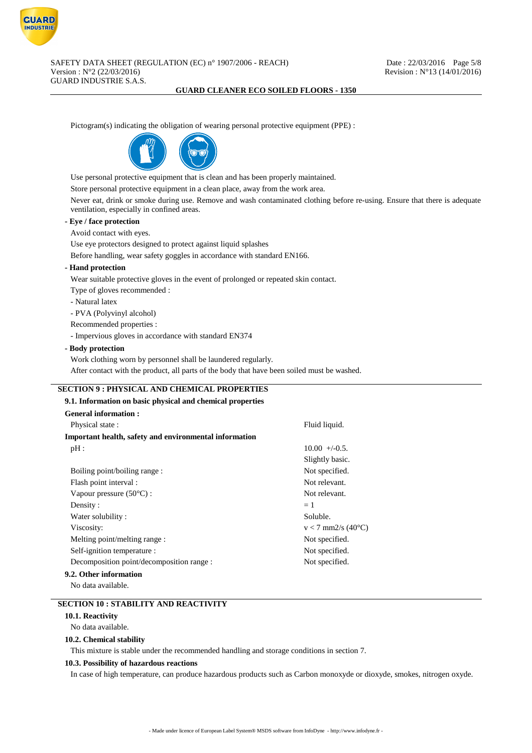Pictogram(s) indicating the obligation of wearing personal protective equipment (PPE) :

Use personal protective equipment that is clean and has been properly maintained.

Store personal protective equipment in a clean place, away from the work area.

Never eat, drink or smoke during use. Remove and wash contaminated clothing before re-using. Ensure that there is adequate ventilation, especially in confined areas.

**- Eye / face protection**

Avoid contact with eyes.

Use eye protectors designed to protect against liquid splashes

Before handling, wear safety goggles in accordance with standard EN166.

**- Hand protection**

Wear suitable protective gloves in the event of prolonged or repeated skin contact.

Type of gloves recommended :

- Natural latex
- PVA (Polyvinyl alcohol)

Recommended properties :

- Impervious gloves in accordance with standard EN374

**- Body protection**

Work clothing worn by personnel shall be laundered regularly.

After contact with the product, all parts of the body that have been soiled must be washed.

## SECTION 9 : PHYSICAL AND CHEMICAL PROPERTIES

### 9.1. Information on basic physical and chemical properties

**General information :**

| | |
|---|---|
| Physical state : | Fluid liquid. |

**Important health, safety and environmental information**

| | |
|---|---|
| pH : | 10.00 +/-0.5. Slightly basic. |
| Boiling point/boiling range : | Not specified. |
| Flash point interval : | Not relevant. |
| Vapour pressure (50°C) : | Not relevant. |
| Density : | = 1 |
| Water solubility : | Soluble. |
| Viscosity: | v < 7 mm2/s (40°C) |
| Melting point/melting range : | Not specified. |
| Self-ignition temperature : | Not specified. |
| Decomposition point/decomposition range : | Not specified. |

### 9.2. Other information

No data available.

## SECTION 10 : STABILITY AND REACTIVITY

### 10.1. Reactivity

No data available.

### 10.2. Chemical stability

This mixture is stable under the recommended handling and storage conditions in section 7.

### 10.3. Possibility of hazardous reactions

In case of high temperature, can produce hazardous products such as Carbon monoxyde or dioxyde, smokes, nitrogen oxyde.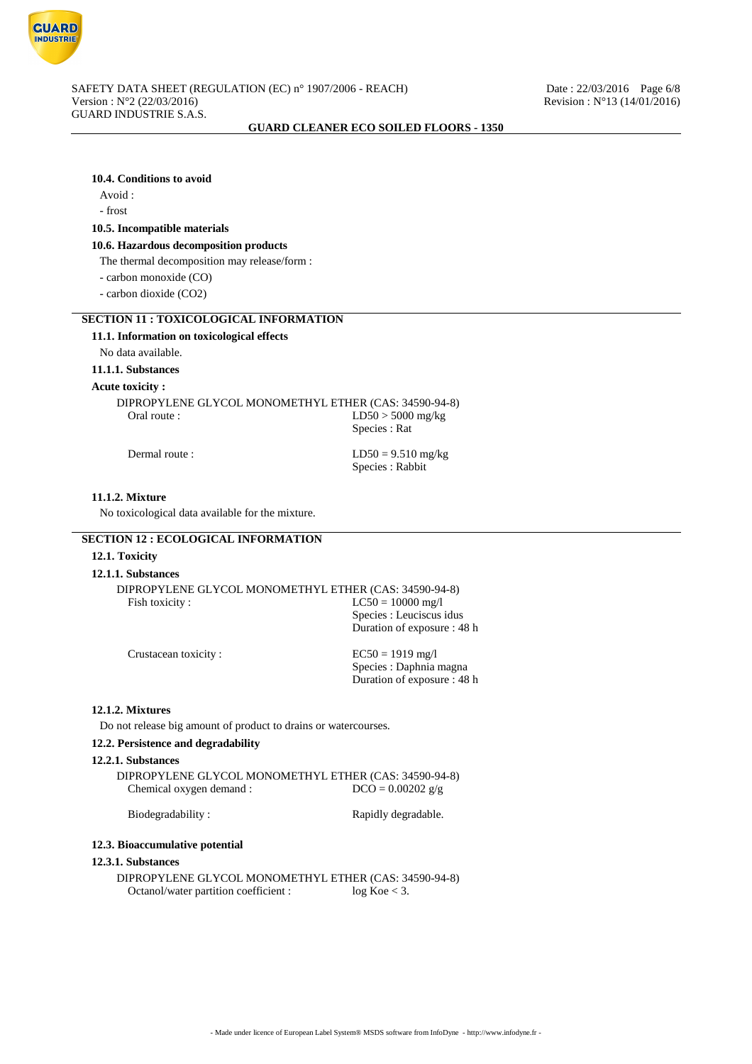#### 10.4. Conditions to avoid

Avoid :

- frost

#### 10.5. Incompatible materials

#### 10.6. Hazardous decomposition products

The thermal decomposition may release/form :

- carbon monoxide (CO)
- carbon dioxide (CO2)

## SECTION 11 : TOXICOLOGICAL INFORMATION

#### 11.1. Information on toxicological effects

No data available.

#### 11.1.1. Substances

**Acute toxicity :**

DIPROPYLENE GLYCOL MONOMETHYL ETHER (CAS: 34590-94-8)

| | |
|---|---|
| Oral route : | LD50 > 5000 mg/kg<br>Species : Rat |
| Dermal route : | LD50 = 9.510 mg/kg<br>Species : Rabbit |

#### 11.1.2. Mixture

No toxicological data available for the mixture.

## SECTION 12 : ECOLOGICAL INFORMATION

#### 12.1. Toxicity

#### 12.1.1. Substances

DIPROPYLENE GLYCOL MONOMETHYL ETHER (CAS: 34590-94-8)

| | |
|---|---|
| Fish toxicity : | LC50 = 10000 mg/l<br>Species : Leuciscus idus<br>Duration of exposure : 48 h |
| Crustacean toxicity : | EC50 = 1919 mg/l<br>Species : Daphnia magna<br>Duration of exposure : 48 h |

#### 12.1.2. Mixtures

Do not release big amount of product to drains or watercourses.

#### 12.2. Persistence and degradability

#### 12.2.1. Substances

DIPROPYLENE GLYCOL MONOMETHYL ETHER (CAS: 34590-94-8)

| | |
|---|---|
| Chemical oxygen demand : | DCO = 0.00202 g/g |
| Biodegradability : | Rapidly degradable. |

#### 12.3. Bioaccumulative potential

#### 12.3.1. Substances

DIPROPYLENE GLYCOL MONOMETHYL ETHER (CAS: 34590-94-8)

| | |
|---|---|
| Octanol/water partition coefficient : | log Koe < 3. |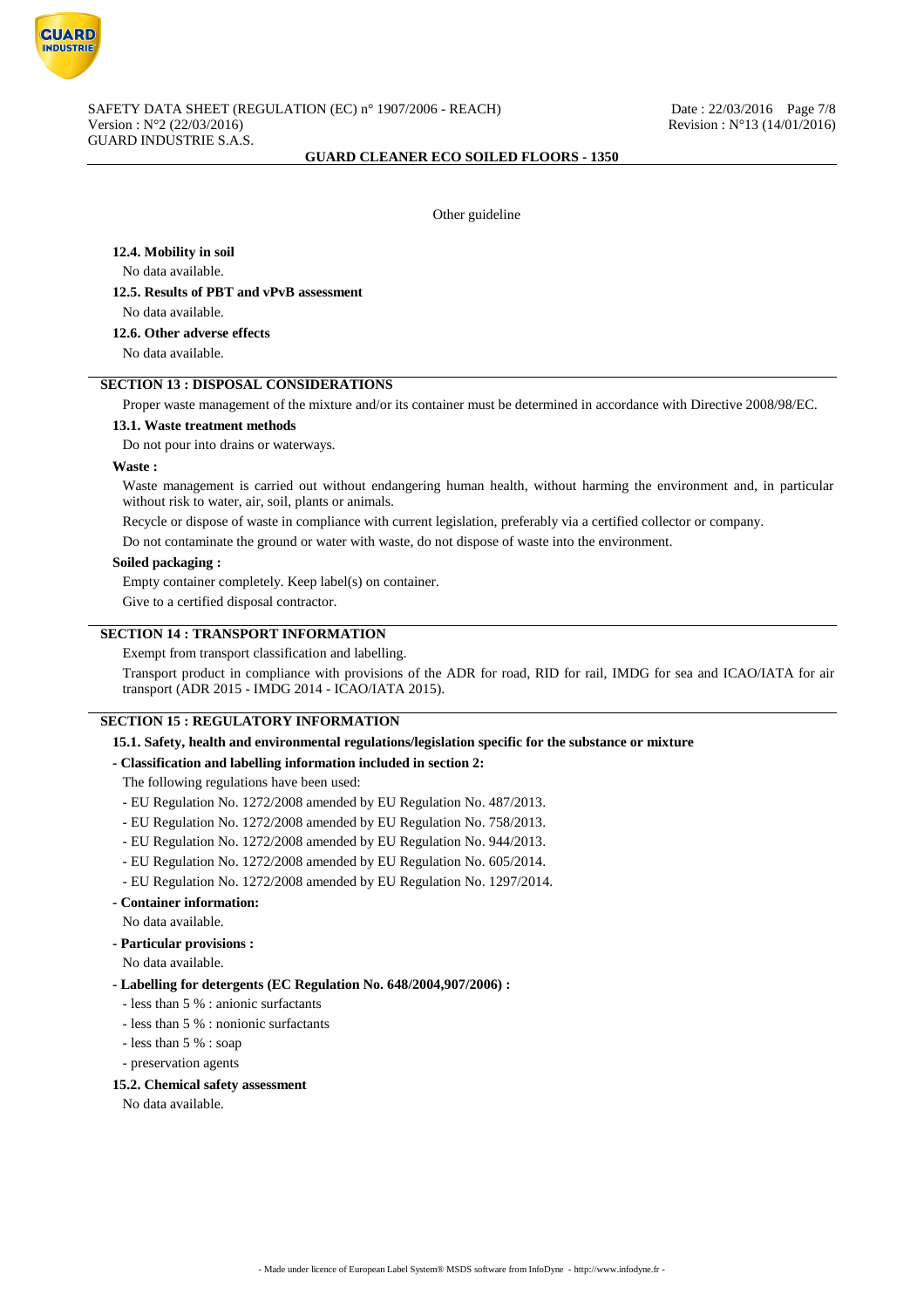Other guideline

### 12.4. Mobility in soil

No data available.

### 12.5. Results of PBT and vPvB assessment

No data available.

### 12.6. Other adverse effects

No data available.

## SECTION 13 : DISPOSAL CONSIDERATIONS

Proper waste management of the mixture and/or its container must be determined in accordance with Directive 2008/98/EC.

### 13.1. Waste treatment methods

Do not pour into drains or waterways.

**Waste :**

Waste management is carried out without endangering human health, without harming the environment and, in particular without risk to water, air, soil, plants or animals.

Recycle or dispose of waste in compliance with current legislation, preferably via a certified collector or company.

Do not contaminate the ground or water with waste, do not dispose of waste into the environment.

**Soiled packaging :**

Empty container completely. Keep label(s) on container.

Give to a certified disposal contractor.

## SECTION 14 : TRANSPORT INFORMATION

Exempt from transport classification and labelling.

Transport product in compliance with provisions of the ADR for road, RID for rail, IMDG for sea and ICAO/IATA for air transport (ADR 2015 - IMDG 2014 - ICAO/IATA 2015).

## SECTION 15 : REGULATORY INFORMATION

### 15.1. Safety, health and environmental regulations/legislation specific for the substance or mixture

**- Classification and labelling information included in section 2:**

The following regulations have been used:

- EU Regulation No. 1272/2008 amended by EU Regulation No. 487/2013.
- EU Regulation No. 1272/2008 amended by EU Regulation No. 758/2013.
- EU Regulation No. 1272/2008 amended by EU Regulation No. 944/2013.
- EU Regulation No. 1272/2008 amended by EU Regulation No. 605/2014.
- EU Regulation No. 1272/2008 amended by EU Regulation No. 1297/2014.

**- Container information:**

No data available.

**- Particular provisions :**

No data available.

**- Labelling for detergents (EC Regulation No. 648/2004,907/2006) :**

- less than 5 % : anionic surfactants
- less than 5 % : nonionic surfactants
- less than 5 % : soap
- preservation agents

### 15.2. Chemical safety assessment

No data available.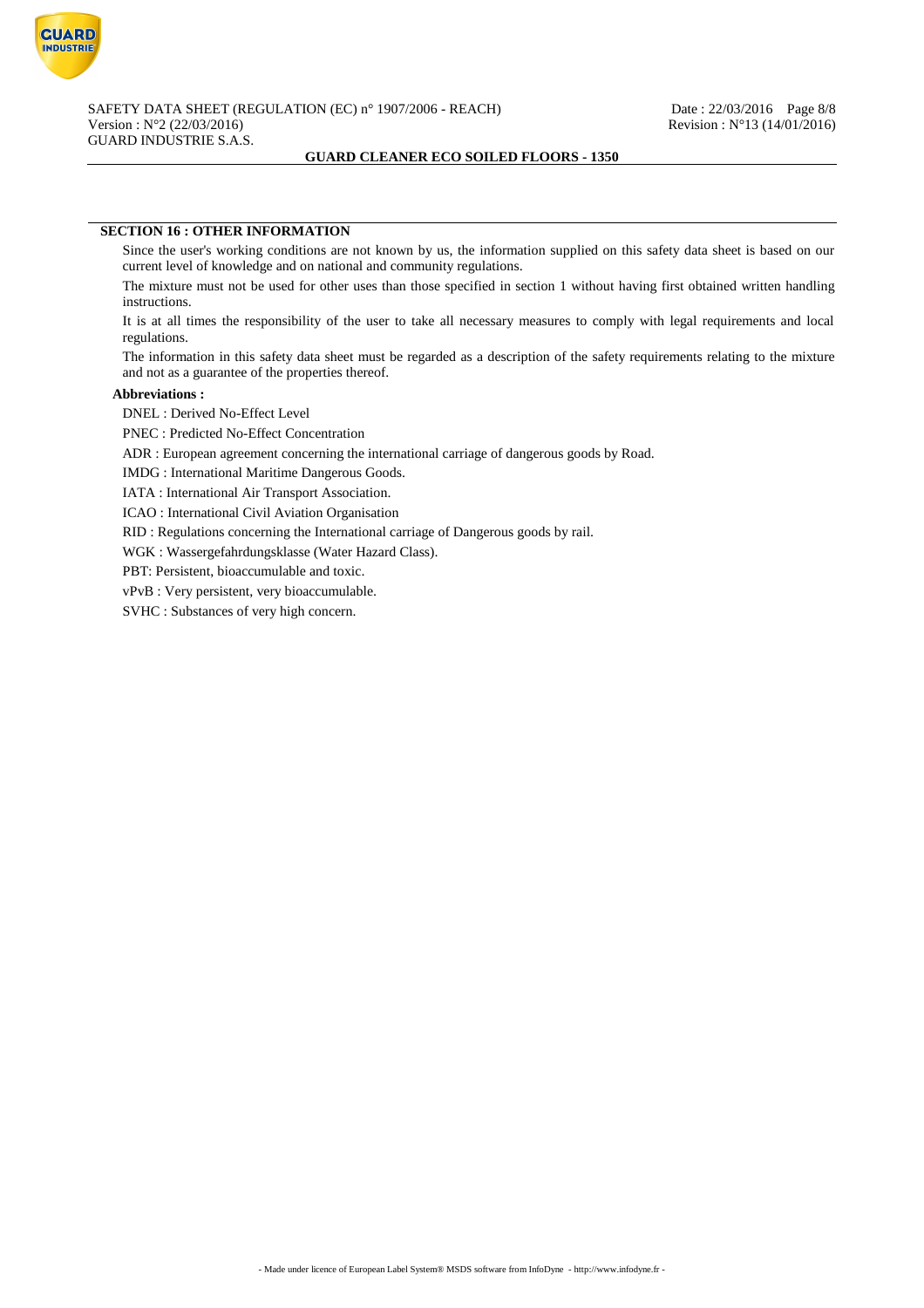## SECTION 16 : OTHER INFORMATION

Since the user's working conditions are not known by us, the information supplied on this safety data sheet is based on our current level of knowledge and on national and community regulations.

The mixture must not be used for other uses than those specified in section 1 without having first obtained written handling instructions.

It is at all times the responsibility of the user to take all necessary measures to comply with legal requirements and local regulations.

The information in this safety data sheet must be regarded as a description of the safety requirements relating to the mixture and not as a guarantee of the properties thereof.

**Abbreviations :**

DNEL : Derived No-Effect Level

PNEC : Predicted No-Effect Concentration

ADR : European agreement concerning the international carriage of dangerous goods by Road.

IMDG : International Maritime Dangerous Goods.

IATA : International Air Transport Association.

ICAO : International Civil Aviation Organisation

RID : Regulations concerning the International carriage of Dangerous goods by rail.

WGK : Wassergefahrdungsklasse (Water Hazard Class).

PBT: Persistent, bioaccumulable and toxic.

vPvB : Very persistent, very bioaccumulable.

SVHC : Substances of very high concern.